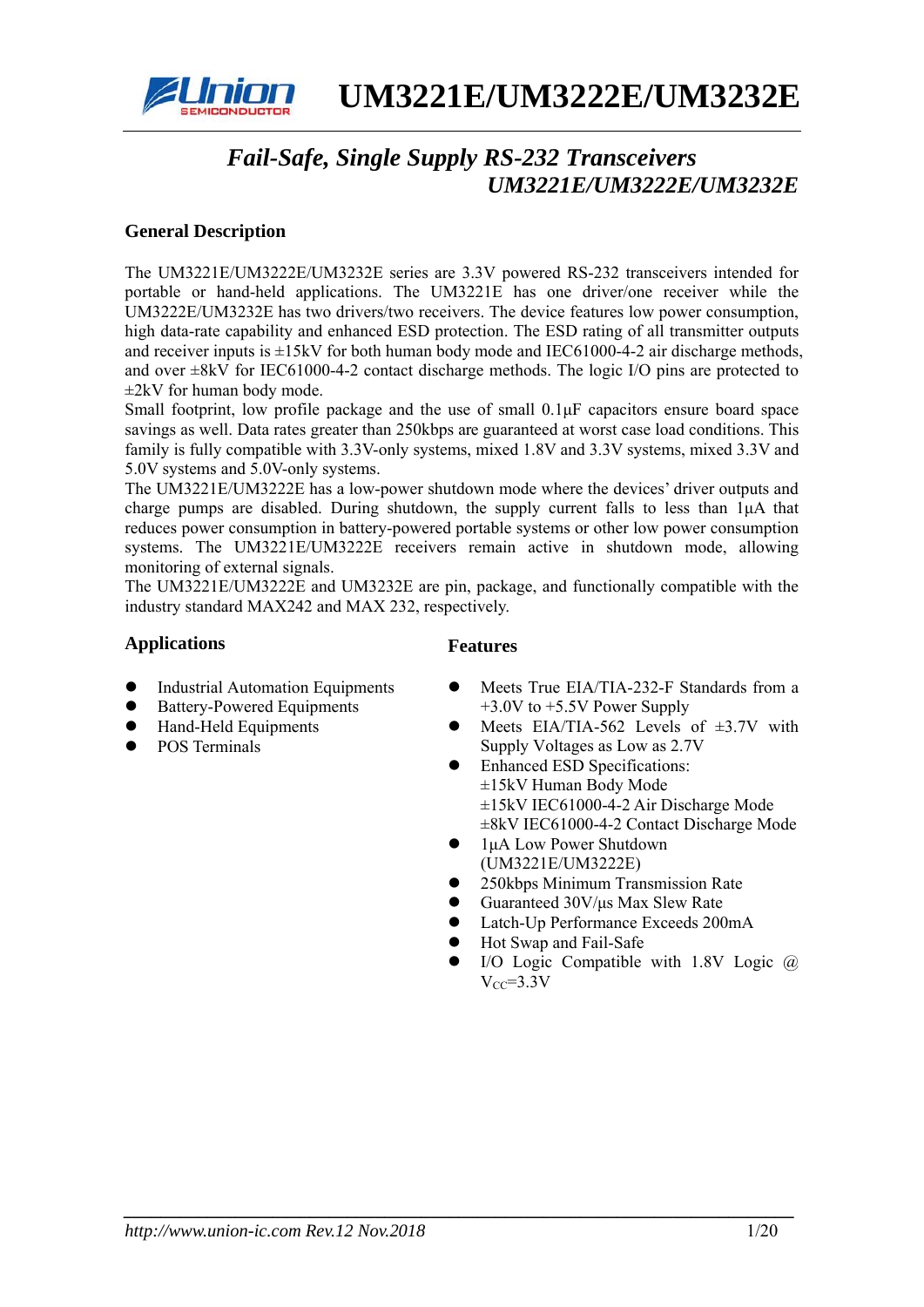# UM3221E/UM3222E/UM3232E

## *Fail-Safe, Single Supply RS-232 Transceivers UM3221E/UM3222E/UM3232E*

### General Description

The UM3221E/UM3222E/UM3232E series are 3.3V powered RS-232 transceivers intended for portable or hand-held applications. The UM3221E has one driver/one receiver while the UM3222E/UM3232E has two drivers/two receivers. The device features low power consumption, high data-rate capability and enhanced ESD protection. The ESD rating of all transmitter outputs and receiver inputs is ±15kV for both human body mode and IEC61000-4-2 air discharge methods, and over ±8kV for IEC61000-4-2 contact discharge methods. The logic I/O pins are protected to ±2kV for human body mode.

Small footprint, low profile package and the use of small 0.1µF capacitors ensure board space savings as well. Data rates greater than 250kbps are guaranteed at worst case load conditions. This family is fully compatible with 3.3V-only systems, mixed 1.8V and 3.3V systems, mixed 3.3V and 5.0V systems and 5.0V-only systems.

The UM3221E/UM3222E has a low-power shutdown mode where the devices' driver outputs and charge pumps are disabled. During shutdown, the supply current falls to less than 1µA that reduces power consumption in battery-powered portable systems or other low power consumption systems. The UM3221E/UM3222E receivers remain active in shutdown mode, allowing monitoring of external signals.

The UM3221E/UM3222E and UM3232E are pin, package, and functionally compatible with the industry standard MAX242 and MAX 232, respectively.

### Applications

- Industrial Automation Equipments
- Battery-Powered Equipments
- Hand-Held Equipments
- POS Terminals

### Features

- Meets True EIA/TIA-232-F Standards from a +3.0V to +5.5V Power Supply
- Meets EIA/TIA-562 Levels of ±3.7V with Supply Voltages as Low as 2.7V
- Enhanced ESD Specifications:
  ±15kV Human Body Mode
  ±15kV IEC61000-4-2 Air Discharge Mode
  ±8kV IEC61000-4-2 Contact Discharge Mode
- 1µA Low Power Shutdown (UM3221E/UM3222E)
- 250kbps Minimum Transmission Rate
- Guaranteed 30V/µs Max Slew Rate
- Latch-Up Performance Exceeds 200mA
- Hot Swap and Fail-Safe
- I/O Logic Compatible with 1.8V Logic @ $V_{CC}$=3.3V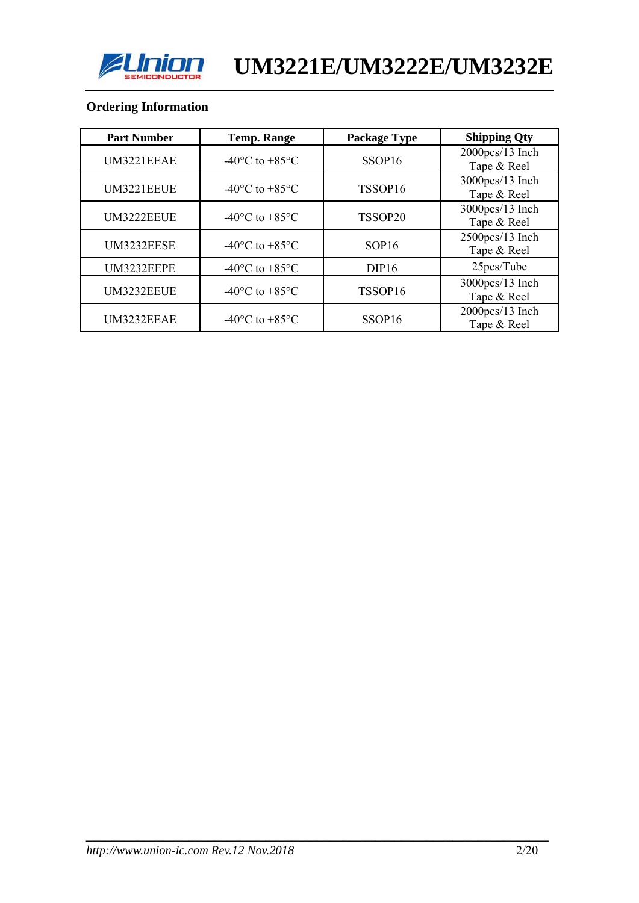## Ordering Information

| Part Number | Temp. Range | Package Type | Shipping Qty |
| --- | --- | --- | --- |
| UM3221EEAE | -40°C to +85°C | SSOP16 | 2000pcs/13 Inch Tape & Reel |
| UM3221EEUE | -40°C to +85°C | TSSOP16 | 3000pcs/13 Inch Tape & Reel |
| UM3222EEUE | -40°C to +85°C | TSSOP20 | 3000pcs/13 Inch Tape & Reel |
| UM3232EESE | -40°C to +85°C | SOP16 | 2500pcs/13 Inch Tape & Reel |
| UM3232EEPE | -40°C to +85°C | DIP16 | 25pcs/Tube |
| UM3232EEUE | -40°C to +85°C | TSSOP16 | 3000pcs/13 Inch Tape & Reel |
| UM3232EEAE | -40°C to +85°C | SSOP16 | 2000pcs/13 Inch Tape & Reel |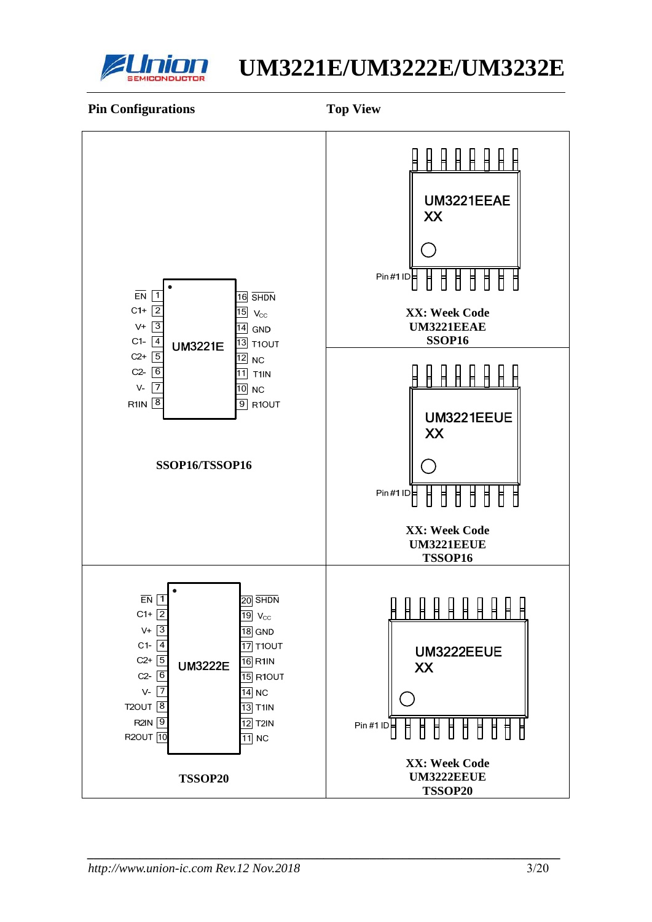**Pin Configurations** **Top View**

**UM3221E — SSOP16/TSSOP16**

| Pin | Name | Pin | Name |
|---|---|---|---|
| 1 | EN | 16 | SHDN |
| 2 | C1+ | 15 | $V_{CC}$ |
| 3 | V+ | 14 | GND |
| 4 | C1- | 13 | T1OUT |
| 5 | C2+ | 12 | NC |
| 6 | C2- | 11 | T1IN |
| 7 | V- | 10 | NC |
| 8 | R1IN | 9 | R1OUT |

UM3221EEAE
XX

Pin #1 ID

**XX: Week Code**
**UM3221EEAE**
**SSOP16**

UM3221EEUE
XX

Pin #1 ID

**XX: Week Code**
**UM3221EEUE**
**TSSOP16**

**UM3222E — TSSOP20**

| Pin | Name | Pin | Name |
|---|---|---|---|
| 1 | EN | 20 | SHDN |
| 2 | C1+ | 19 | $V_{CC}$ |
| 3 | V+ | 18 | GND |
| 4 | C1- | 17 | T1OUT |
| 5 | C2+ | 16 | R1IN |
| 6 | C2- | 15 | R1OUT |
| 7 | V- | 14 | NC |
| 8 | T2OUT | 13 | T1IN |
| 9 | R2IN | 12 | T2IN |
| 10 | R2OUT | 11 | NC |

UM3222EEUE
XX

Pin #1 ID

**XX: Week Code**
**UM3222EEUE**
**TSSOP20**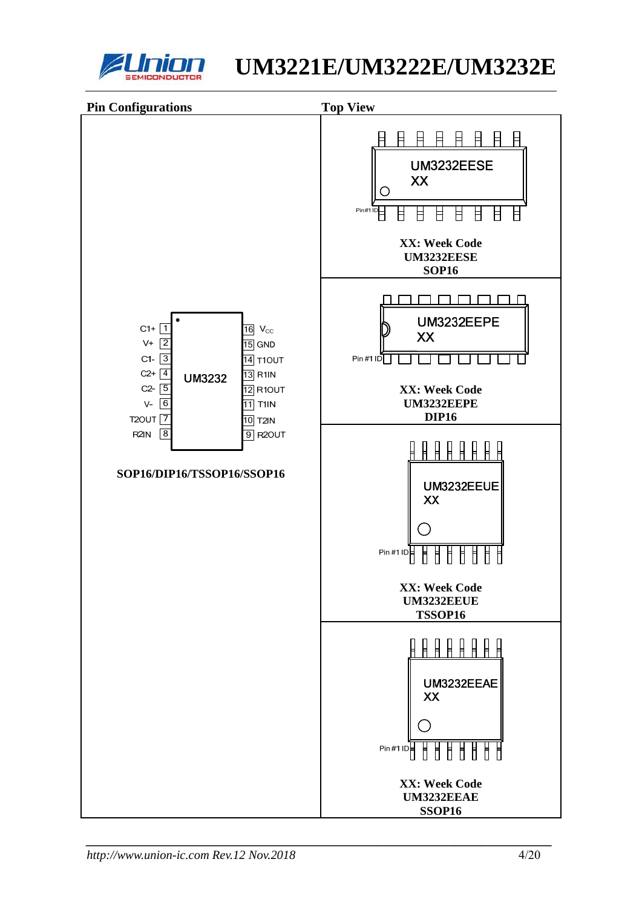## Pin Configurations

## Top View

| Pin | Name | Pin | Name |
|---|---|---|---|
| 1 | C1+ | 16 | $V_{CC}$ |
| 2 | V+ | 15 | GND |
| 3 | C1- | 14 | T1OUT |
| 4 | C2+ | 13 | R1IN |
| 5 | C2- | 12 | R1OUT |
| 6 | V- | 11 | T1IN |
| 7 | T2OUT | 10 | T2IN |
| 8 | R2IN | 9 | R2OUT |

UM3232

**SOP16/DIP16/TSSOP16/SSOP16**

UM3232EESE
XX
Pin#1 ID

**XX: Week Code**
**UM3232EESE**
**SOP16**

UM3232EEPE
XX
Pin #1 ID

**XX: Week Code**
**UM3232EEPE**
**DIP16**

UM3232EEUE
XX
Pin #1 ID

**XX: Week Code**
**UM3232EEUE**
**TSSOP16**

UM3232EEAE
XX
Pin #1 ID

**XX: Week Code**
**UM3232EEAE**
**SSOP16**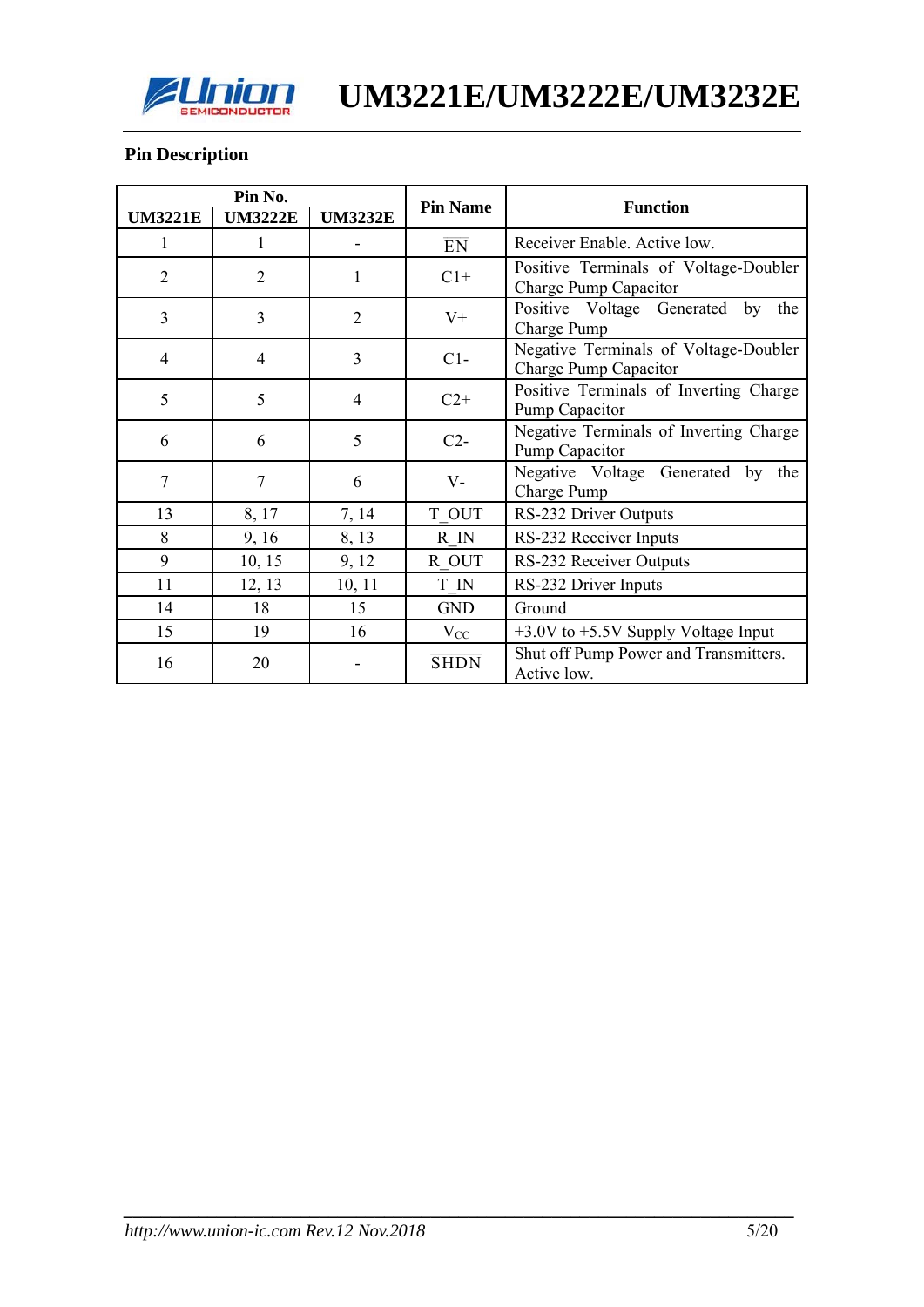## Pin Description

| Pin No. | | | Pin Name | Function |
|---|---|---|---|---|
| UM3221E | UM3222E | UM3232E | | |
| 1 | 1 | - | $\overline{\text{EN}}$ | Receiver Enable. Active low. |
| 2 | 2 | 1 | C1+ | Positive Terminals of Voltage-Doubler Charge Pump Capacitor |
| 3 | 3 | 2 | V+ | Positive Voltage Generated by the Charge Pump |
| 4 | 4 | 3 | C1- | Negative Terminals of Voltage-Doubler Charge Pump Capacitor |
| 5 | 5 | 4 | C2+ | Positive Terminals of Inverting Charge Pump Capacitor |
| 6 | 6 | 5 | C2- | Negative Terminals of Inverting Charge Pump Capacitor |
| 7 | 7 | 6 | V- | Negative Voltage Generated by the Charge Pump |
| 13 | 8, 17 | 7, 14 | T_OUT | RS-232 Driver Outputs |
| 8 | 9, 16 | 8, 13 | R_IN | RS-232 Receiver Inputs |
| 9 | 10, 15 | 9, 12 | R_OUT | RS-232 Receiver Outputs |
| 11 | 12, 13 | 10, 11 | T_IN | RS-232 Driver Inputs |
| 14 | 18 | 15 | GND | Ground |
| 15 | 19 | 16 | $V_{CC}$ | +3.0V to +5.5V Supply Voltage Input |
| 16 | 20 | - | $\overline{\text{SHDN}}$ | Shut off Pump Power and Transmitters. Active low. |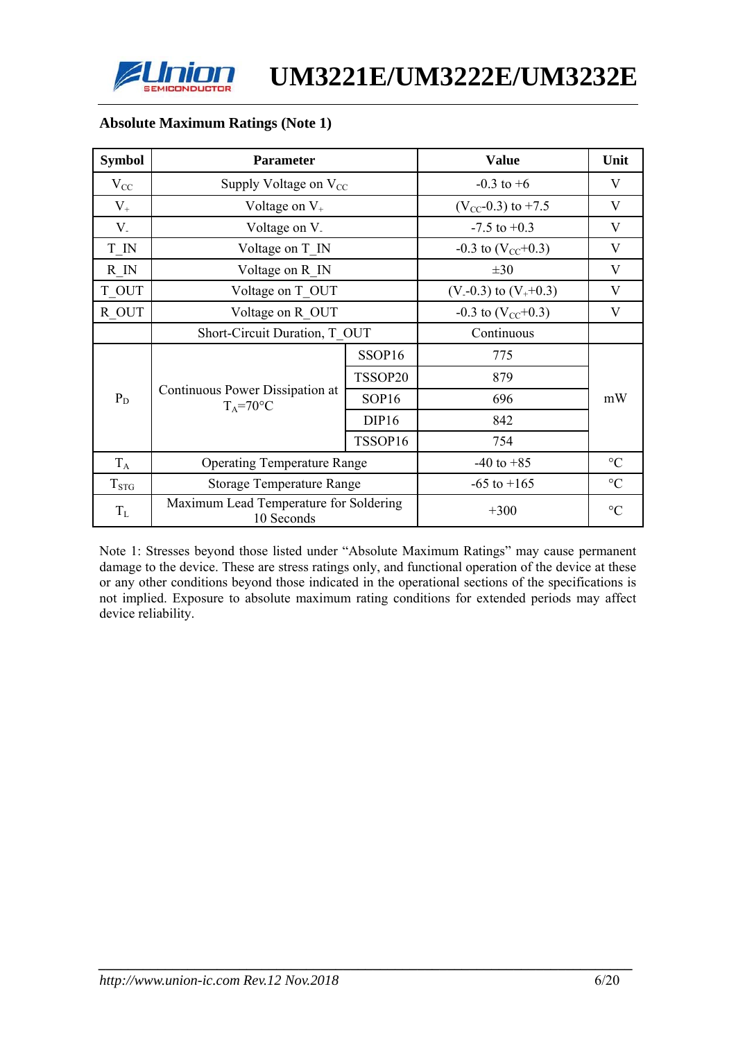## Absolute Maximum Ratings (Note 1)

| Symbol | Parameter | | Value | Unit |
|---|---|---|---|---|
| $V_{CC}$ | Supply Voltage on $V_{CC}$ | | -0.3 to +6 | V |
| $V_+$ | Voltage on $V_+$ | | ($V_{CC}$-0.3) to +7.5 | V |
| $V_-$ | Voltage on $V_-$ | | -7.5 to +0.3 | V |
| T_IN | Voltage on T_IN | | -0.3 to ($V_{CC}$+0.3) | V |
| R_IN | Voltage on R_IN | | ±30 | V |
| T_OUT | Voltage on T_OUT | | ($V_-$-0.3) to ($V_+$+0.3) | V |
| R_OUT | Voltage on R_OUT | | -0.3 to ($V_{CC}$+0.3) | V |
| | Short-Circuit Duration, T_OUT | | Continuous | |
| $P_D$ | Continuous Power Dissipation at $T_A$=70°C | SSOP16 | 775 | mW |
| | | TSSOP20 | 879 | |
| | | SOP16 | 696 | |
| | | DIP16 | 842 | |
| | | TSSOP16 | 754 | |
| $T_A$ | Operating Temperature Range | | -40 to +85 | °C |
| $T_{STG}$ | Storage Temperature Range | | -65 to +165 | °C |
| $T_L$ | Maximum Lead Temperature for Soldering 10 Seconds | | +300 | °C |

Note 1: Stresses beyond those listed under "Absolute Maximum Ratings" may cause permanent damage to the device. These are stress ratings only, and functional operation of the device at these or any other conditions beyond those indicated in the operational sections of the specifications is not implied. Exposure to absolute maximum rating conditions for extended periods may affect device reliability.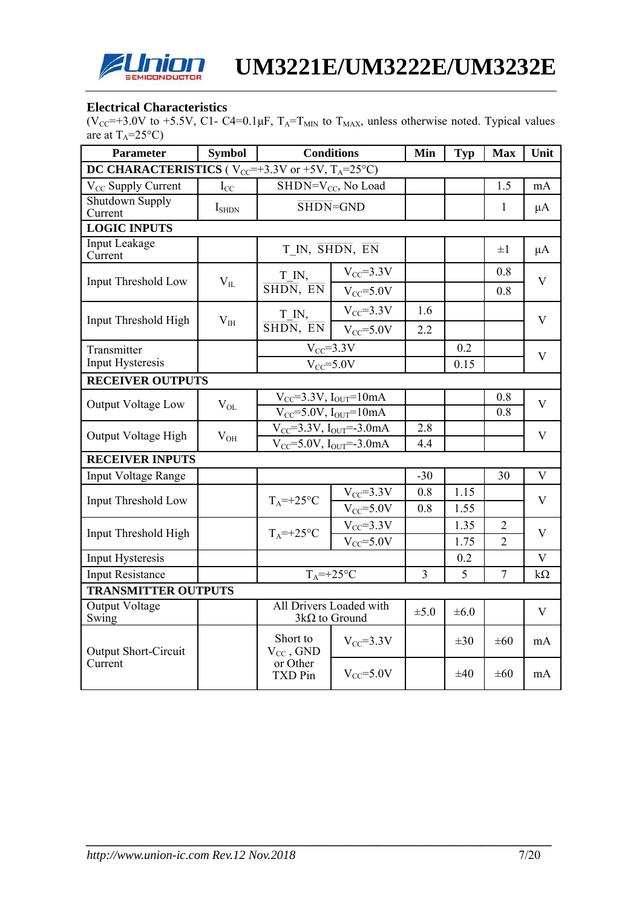## Electrical Characteristics

($V_{CC}$=+3.0V to +5.5V, C1- C4=0.1μF, $T_A$=$T_{MIN}$ to $T_{MAX}$, unless otherwise noted. Typical values are at $T_A$=25°C)

| Parameter | Symbol | Conditions | | Min | Typ | Max | Unit |
|---|---|---|---|---|---|---|---|
| **DC CHARACTERISTICS** ( $V_{CC}$=+3.3V or +5V, $T_A$=25°C) | | | | | | | |
| $V_{CC}$ Supply Current | $I_{CC}$ | $\overline{SHDN}$=$V_{CC}$, No Load | | | | 1.5 | mA |
| Shutdown Supply Current | $I_{SHDN}$ | $\overline{SHDN}$=GND | | | | 1 | μA |
| **LOGIC INPUTS** | | | | | | | |
| Input Leakage Current | | T_IN, $\overline{SHDN}$, $\overline{EN}$ | | | | ±1 | μA |
| Input Threshold Low | $V_{IL}$ | T_IN, $\overline{SHDN}$, $\overline{EN}$ | $V_{CC}$=3.3V | | | 0.8 | V |
| | | | $V_{CC}$=5.0V | | | 0.8 | |
| Input Threshold High | $V_{IH}$ | T_IN, $\overline{SHDN}$, $\overline{EN}$ | $V_{CC}$=3.3V | 1.6 | | | V |
| | | | $V_{CC}$=5.0V | 2.2 | | | |
| Transmitter Input Hysteresis | | $V_{CC}$=3.3V | | | 0.2 | | V |
| | | $V_{CC}$=5.0V | | | 0.15 | | |
| **RECEIVER OUTPUTS** | | | | | | | |
| Output Voltage Low | $V_{OL}$ | $V_{CC}$=3.3V, $I_{OUT}$=10mA | | | | 0.8 | V |
| | | $V_{CC}$=5.0V, $I_{OUT}$=10mA | | | | 0.8 | |
| Output Voltage High | $V_{OH}$ | $V_{CC}$=3.3V, $I_{OUT}$=-3.0mA | | 2.8 | | | V |
| | | $V_{CC}$=5.0V, $I_{OUT}$=-3.0mA | | 4.4 | | | |
| **RECEIVER INPUTS** | | | | | | | |
| Input Voltage Range | | | | -30 | | 30 | V |
| Input Threshold Low | | $T_A$=+25°C | $V_{CC}$=3.3V | 0.8 | 1.15 | | V |
| | | | $V_{CC}$=5.0V | 0.8 | 1.55 | | |
| Input Threshold High | | $T_A$=+25°C | $V_{CC}$=3.3V | | 1.35 | 2 | V |
| | | | $V_{CC}$=5.0V | | 1.75 | 2 | |
| Input Hysteresis | | | | | 0.2 | | V |
| Input Resistance | | $T_A$=+25°C | | 3 | 5 | 7 | kΩ |
| **TRANSMITTER OUTPUTS** | | | | | | | |
| Output Voltage Swing | | All Drivers Loaded with 3kΩ to Ground | | ±5.0 | ±6.0 | | V |
| Output Short-Circuit Current | | Short to $V_{CC}$ , GND or Other TXD Pin | $V_{CC}$=3.3V | | ±30 | ±60 | mA |
| | | | $V_{CC}$=5.0V | | ±40 | ±60 | mA |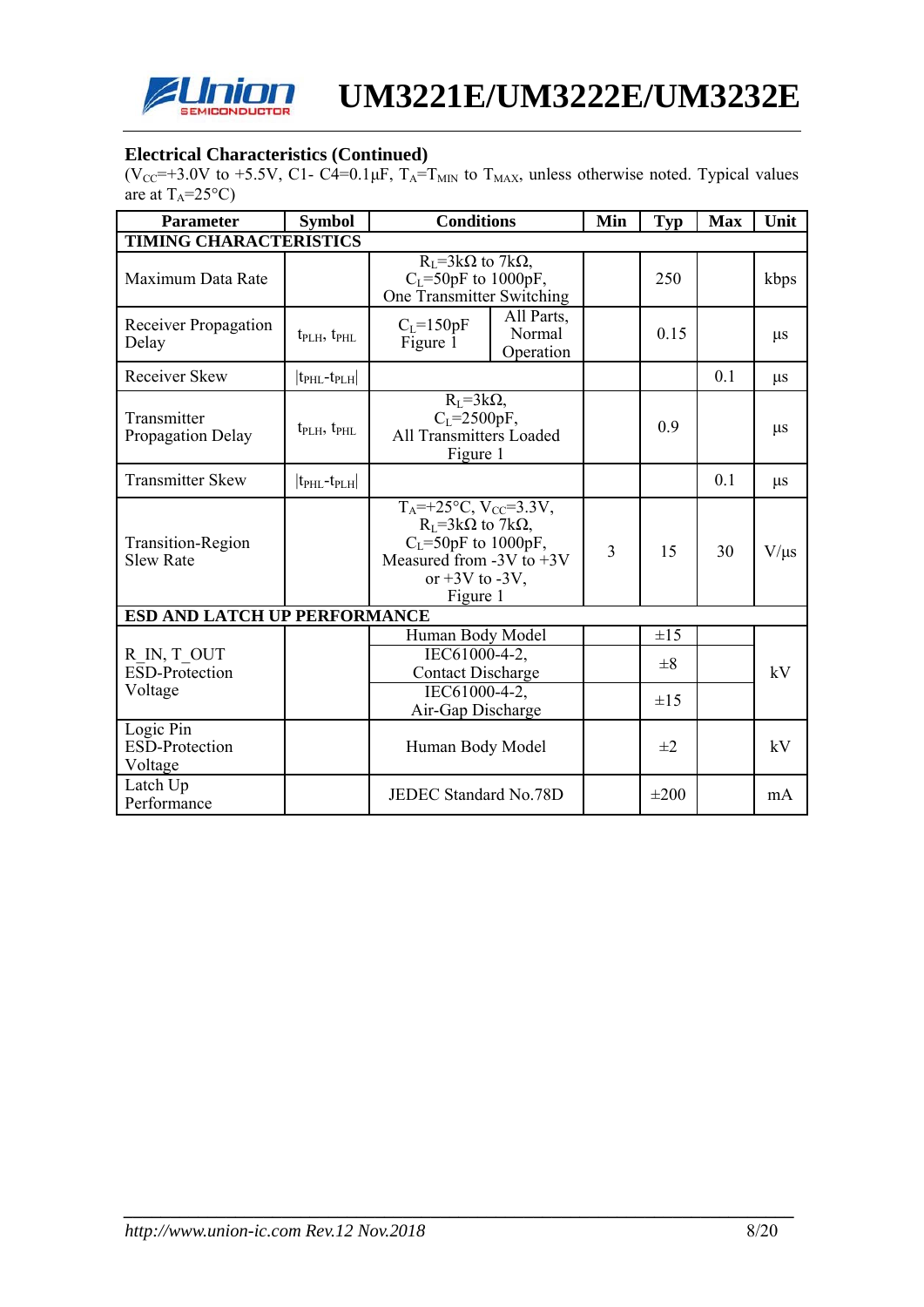## Electrical Characteristics (Continued)

($V_{CC}$=+3.0V to +5.5V, C1- C4=0.1μF, $T_A$=$T_{MIN}$ to $T_{MAX}$, unless otherwise noted. Typical values are at $T_A$=25°C)

| Parameter | Symbol | Conditions | | Min | Typ | Max | Unit |
|---|---|---|---|---|---|---|---|
| **TIMING CHARACTERISTICS** | | | | | | | |
| Maximum Data Rate | | $R_L$=3kΩ to 7kΩ, $C_L$=50pF to 1000pF, One Transmitter Switching | | | 250 | | kbps |
| Receiver Propagation Delay | $t_{PLH}$, $t_{PHL}$ | $C_L$=150pF Figure 1 | All Parts, Normal Operation | | 0.15 | | μs |
| Receiver Skew | $\|t_{PHL}-t_{PLH}\|$ | | | | | 0.1 | μs |
| Transmitter Propagation Delay | $t_{PLH}$, $t_{PHL}$ | $R_L$=3kΩ, $C_L$=2500pF, All Transmitters Loaded Figure 1 | | | 0.9 | | μs |
| Transmitter Skew | $\|t_{PHL}-t_{PLH}\|$ | | | | | 0.1 | μs |
| Transition-Region Slew Rate | | $T_A$=+25°C, $V_{CC}$=3.3V, $R_L$=3kΩ to 7kΩ, $C_L$=50pF to 1000pF, Measured from -3V to +3V or +3V to -3V, Figure 1 | | 3 | 15 | 30 | V/μs |
| **ESD AND LATCH UP PERFORMANCE** | | | | | | | |
| R_IN, T_OUT ESD-Protection Voltage | | Human Body Model | | | ±15 | | kV |
| | | IEC61000-4-2, Contact Discharge | | | ±8 | | kV |
| | | IEC61000-4-2, Air-Gap Discharge | | | ±15 | | kV |
| Logic Pin ESD-Protection Voltage | | Human Body Model | | | ±2 | | kV |
| Latch Up Performance | | JEDEC Standard No.78D | | | ±200 | | mA |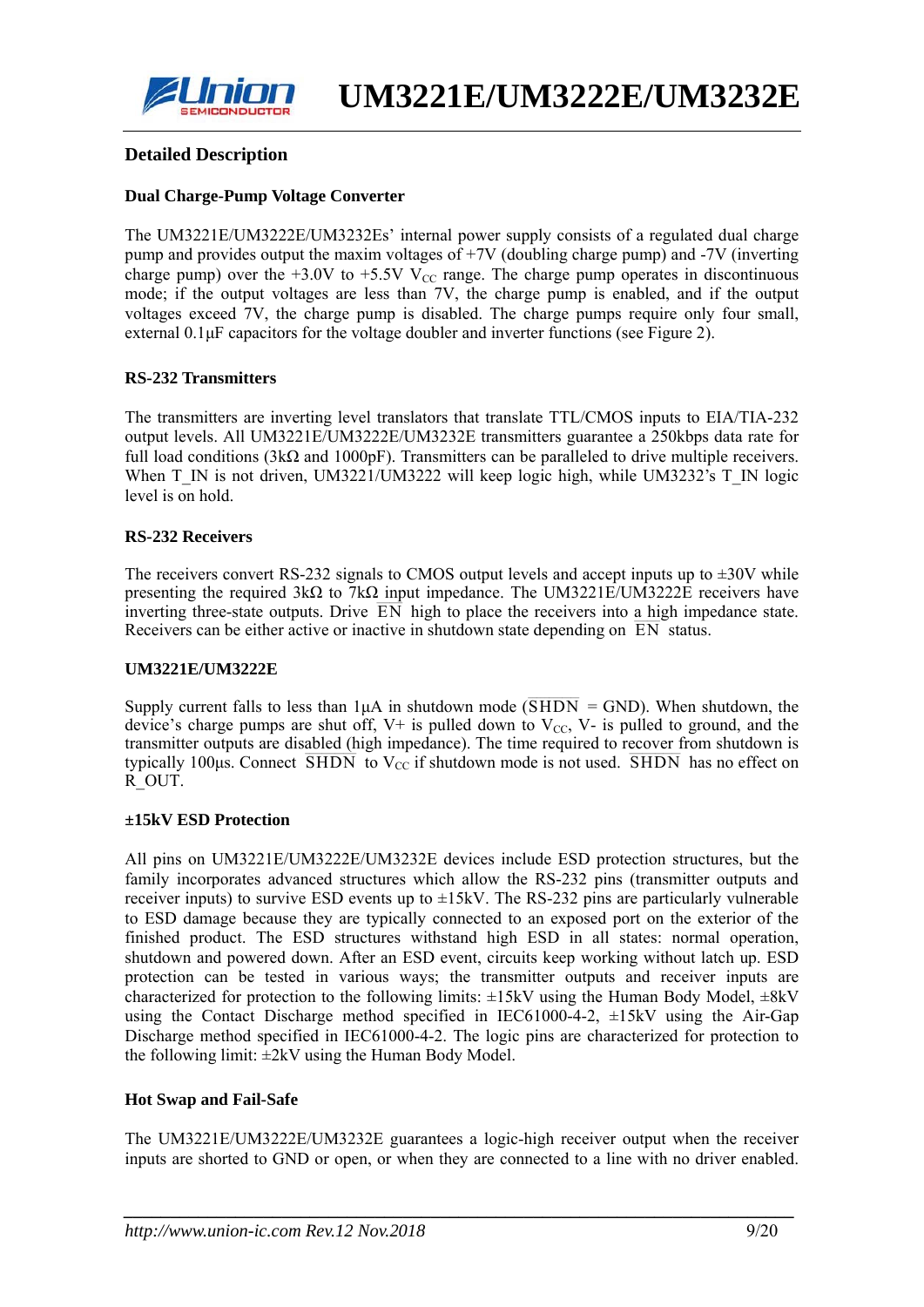## Detailed Description

### Dual Charge-Pump Voltage Converter

The UM3221E/UM3222E/UM3232Es' internal power supply consists of a regulated dual charge pump and provides output the maxim voltages of +7V (doubling charge pump) and -7V (inverting charge pump) over the +3.0V to +5.5V $V_{CC}$ range. The charge pump operates in discontinuous mode; if the output voltages are less than 7V, the charge pump is enabled, and if the output voltages exceed 7V, the charge pump is disabled. The charge pumps require only four small, external 0.1μF capacitors for the voltage doubler and inverter functions (see Figure 2).

### RS-232 Transmitters

The transmitters are inverting level translators that translate TTL/CMOS inputs to EIA/TIA-232 output levels. All UM3221E/UM3222E/UM3232E transmitters guarantee a 250kbps data rate for full load conditions (3kΩ and 1000pF). Transmitters can be paralleled to drive multiple receivers. When T_IN is not driven, UM3221/UM3222 will keep logic high, while UM3232's T_IN logic level is on hold.

### RS-232 Receivers

The receivers convert RS-232 signals to CMOS output levels and accept inputs up to ±30V while presenting the required 3kΩ to 7kΩ input impedance. The UM3221E/UM3222E receivers have inverting three-state outputs. Drive $\overline{EN}$ high to place the receivers into a high impedance state. Receivers can be either active or inactive in shutdown state depending on $\overline{EN}$ status.

### UM3221E/UM3222E

Supply current falls to less than 1μA in shutdown mode ($\overline{SHDN}$ = GND). When shutdown, the device's charge pumps are shut off, V+ is pulled down to $V_{CC}$, V- is pulled to ground, and the transmitter outputs are disabled (high impedance). The time required to recover from shutdown is typically 100μs. Connect $\overline{SHDN}$ to $V_{CC}$ if shutdown mode is not used. $\overline{SHDN}$ has no effect on R_OUT.

### ±15kV ESD Protection

All pins on UM3221E/UM3222E/UM3232E devices include ESD protection structures, but the family incorporates advanced structures which allow the RS-232 pins (transmitter outputs and receiver inputs) to survive ESD events up to ±15kV. The RS-232 pins are particularly vulnerable to ESD damage because they are typically connected to an exposed port on the exterior of the finished product. The ESD structures withstand high ESD in all states: normal operation, shutdown and powered down. After an ESD event, circuits keep working without latch up. ESD protection can be tested in various ways; the transmitter outputs and receiver inputs are characterized for protection to the following limits: ±15kV using the Human Body Model, ±8kV using the Contact Discharge method specified in IEC61000-4-2, ±15kV using the Air-Gap Discharge method specified in IEC61000-4-2. The logic pins are characterized for protection to the following limit: ±2kV using the Human Body Model.

### Hot Swap and Fail-Safe

The UM3221E/UM3222E/UM3232E guarantees a logic-high receiver output when the receiver inputs are shorted to GND or open, or when they are connected to a line with no driver enabled.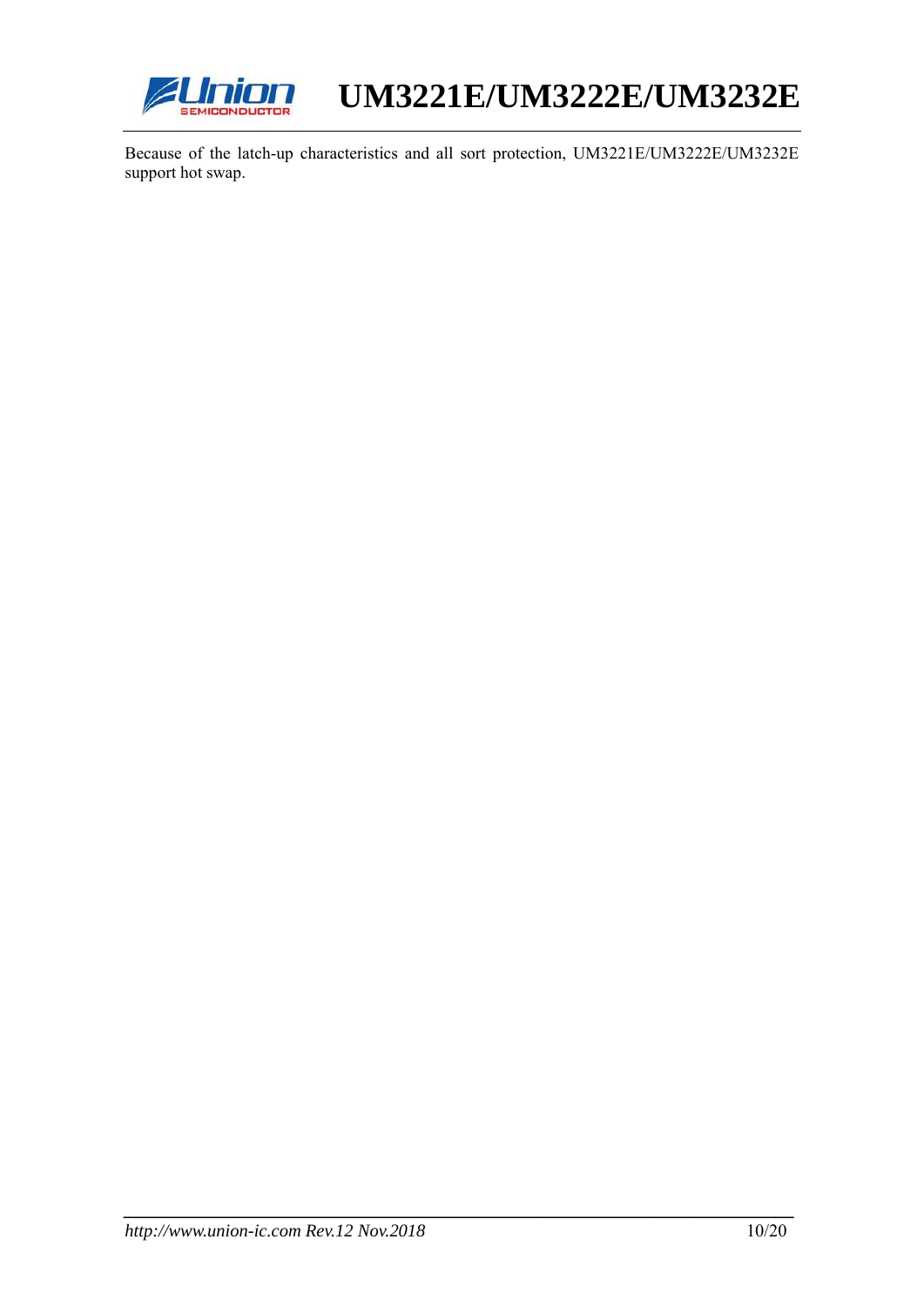Because of the latch-up characteristics and all sort protection, UM3221E/UM3222E/UM3232E support hot swap.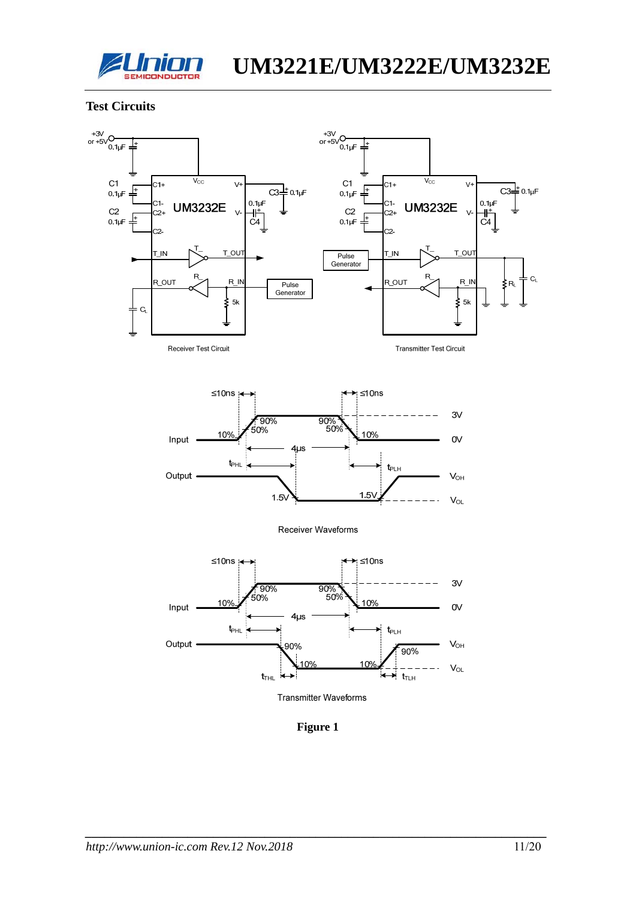## Test Circuits

Receiver Test Circuit

Transmitter Test Circuit

Receiver Waveforms

Transmitter Waveforms

**Figure 1**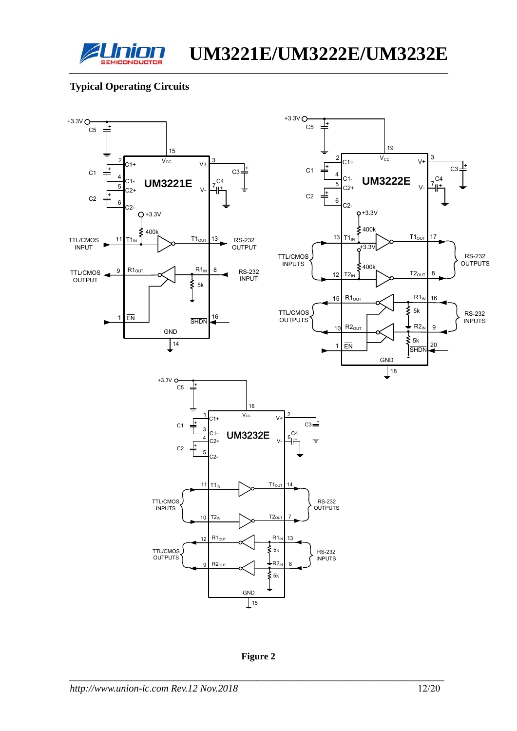## Typical Operating Circuits

**Figure 2**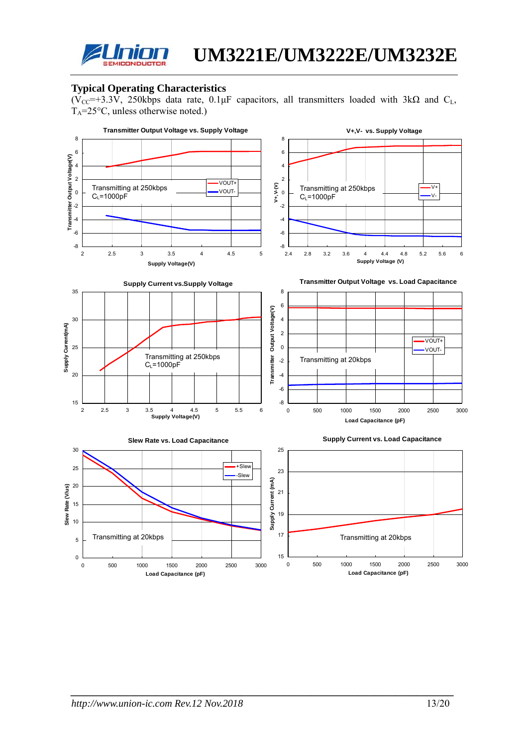## Typical Operating Characteristics

($V_{CC}$=+3.3V, 250kbps data rate, 0.1μF capacitors, all transmitters loaded with 3kΩ and $C_L$, $T_A$=25°C, unless otherwise noted.)

**Transmitter Output Voltage vs. Supply Voltage**

Transmitting at 250kbps
$C_L$=1000pF

VOUT+
VOUT-

Transmitter Output Voltage(V)

Supply Voltage(V)

**V+,V- vs. Supply Voltage**

Transmitting at 250kbps
$C_L$=1000pF

V+
V-

V+,V-(V)

Supply Voltage (V)

**Supply Current vs.Supply Voltage**

Transmitting at 250kbps
$C_L$=1000pF

Supply Current(mA)

Supply Voltage(V)

**Transmitter Output Voltage vs. Load Capacitance**

Transmitting at 20kbps

VOUT+
VOUT-

Transmitter Output Voltage(V)

Load Capacitance (pF)

**Slew Rate vs. Load Capacitance**

Transmitting at 20kbps

+Slew
-Slew

Slew Rate (V/us)

Load Capacitance (pF)

**Supply Current vs. Load Capacitance**

Transmitting at 20kbps

Supply Current (mA)

Load Capacitance (pF)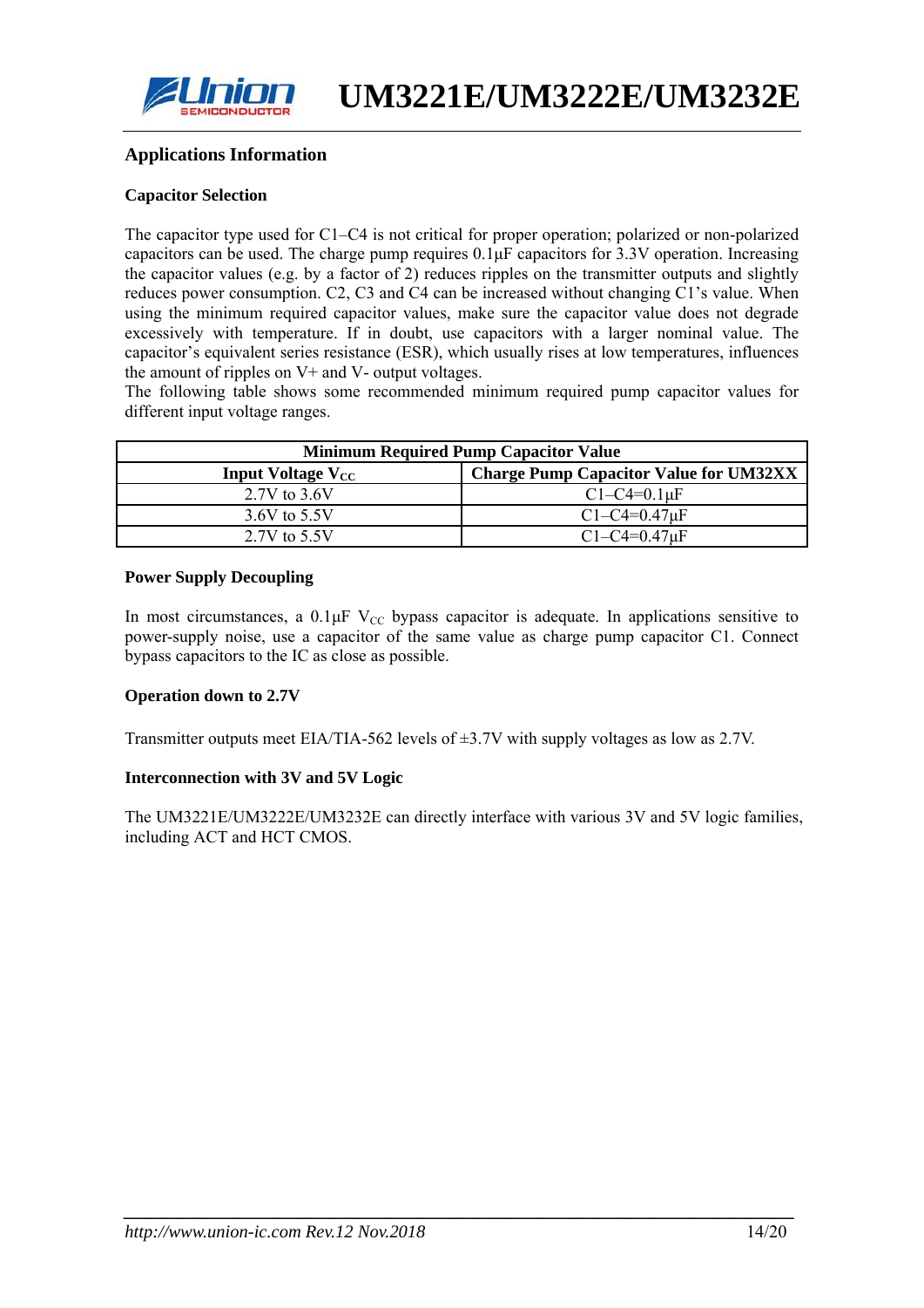## Applications Information

### Capacitor Selection

The capacitor type used for C1–C4 is not critical for proper operation; polarized or non-polarized capacitors can be used. The charge pump requires 0.1μF capacitors for 3.3V operation. Increasing the capacitor values (e.g. by a factor of 2) reduces ripples on the transmitter outputs and slightly reduces power consumption. C2, C3 and C4 can be increased without changing C1's value. When using the minimum required capacitor values, make sure the capacitor value does not degrade excessively with temperature. If in doubt, use capacitors with a larger nominal value. The capacitor's equivalent series resistance (ESR), which usually rises at low temperatures, influences the amount of ripples on V+ and V- output voltages.
The following table shows some recommended minimum required pump capacitor values for different input voltage ranges.

| Minimum Required Pump Capacitor Value | |
|---|---|
| **Input Voltage $V_{CC}$** | **Charge Pump Capacitor Value for UM32XX** |
| 2.7V to 3.6V | C1–C4=0.1μF |
| 3.6V to 5.5V | C1–C4=0.47μF |
| 2.7V to 5.5V | C1–C4=0.47μF |

### Power Supply Decoupling

In most circumstances, a 0.1μF $V_{CC}$ bypass capacitor is adequate. In applications sensitive to power-supply noise, use a capacitor of the same value as charge pump capacitor C1. Connect bypass capacitors to the IC as close as possible.

### Operation down to 2.7V

Transmitter outputs meet EIA/TIA-562 levels of ±3.7V with supply voltages as low as 2.7V.

### Interconnection with 3V and 5V Logic

The UM3221E/UM3222E/UM3232E can directly interface with various 3V and 5V logic families, including ACT and HCT CMOS.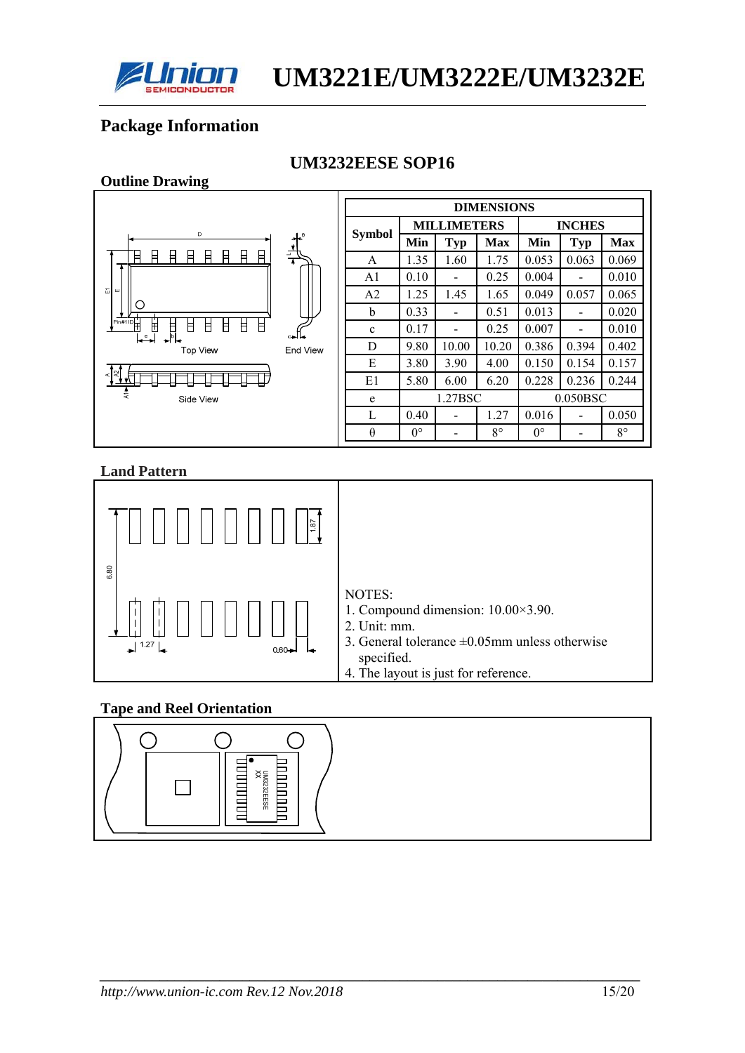## Package Information

### UM3232EESE SOP16

**Outline Drawing**

| Symbol | MILLIMETERS | | | INCHES | | |
|---|---|---|---|---|---|---|
| | Min | Typ | Max | Min | Typ | Max |
| A | 1.35 | 1.60 | 1.75 | 0.053 | 0.063 | 0.069 |
| A1 | 0.10 | - | 0.25 | 0.004 | - | 0.010 |
| A2 | 1.25 | 1.45 | 1.65 | 0.049 | 0.057 | 0.065 |
| b | 0.33 | - | 0.51 | 0.013 | - | 0.020 |
| c | 0.17 | - | 0.25 | 0.007 | - | 0.010 |
| D | 9.80 | 10.00 | 10.20 | 0.386 | 0.394 | 0.402 |
| E | 3.80 | 3.90 | 4.00 | 0.150 | 0.154 | 0.157 |
| E1 | 5.80 | 6.00 | 6.20 | 0.228 | 0.236 | 0.244 |
| e | 1.27BSC | | | 0.050BSC | | |
| L | 0.40 | - | 1.27 | 0.016 | - | 0.050 |
| θ | 0° | - | 8° | 0° | - | 8° |

**Land Pattern**

NOTES:
1. Compound dimension: 10.00×3.90.
2. Unit: mm.
3. General tolerance ±0.05mm unless otherwise specified.
4. The layout is just for reference.

**Tape and Reel Orientation**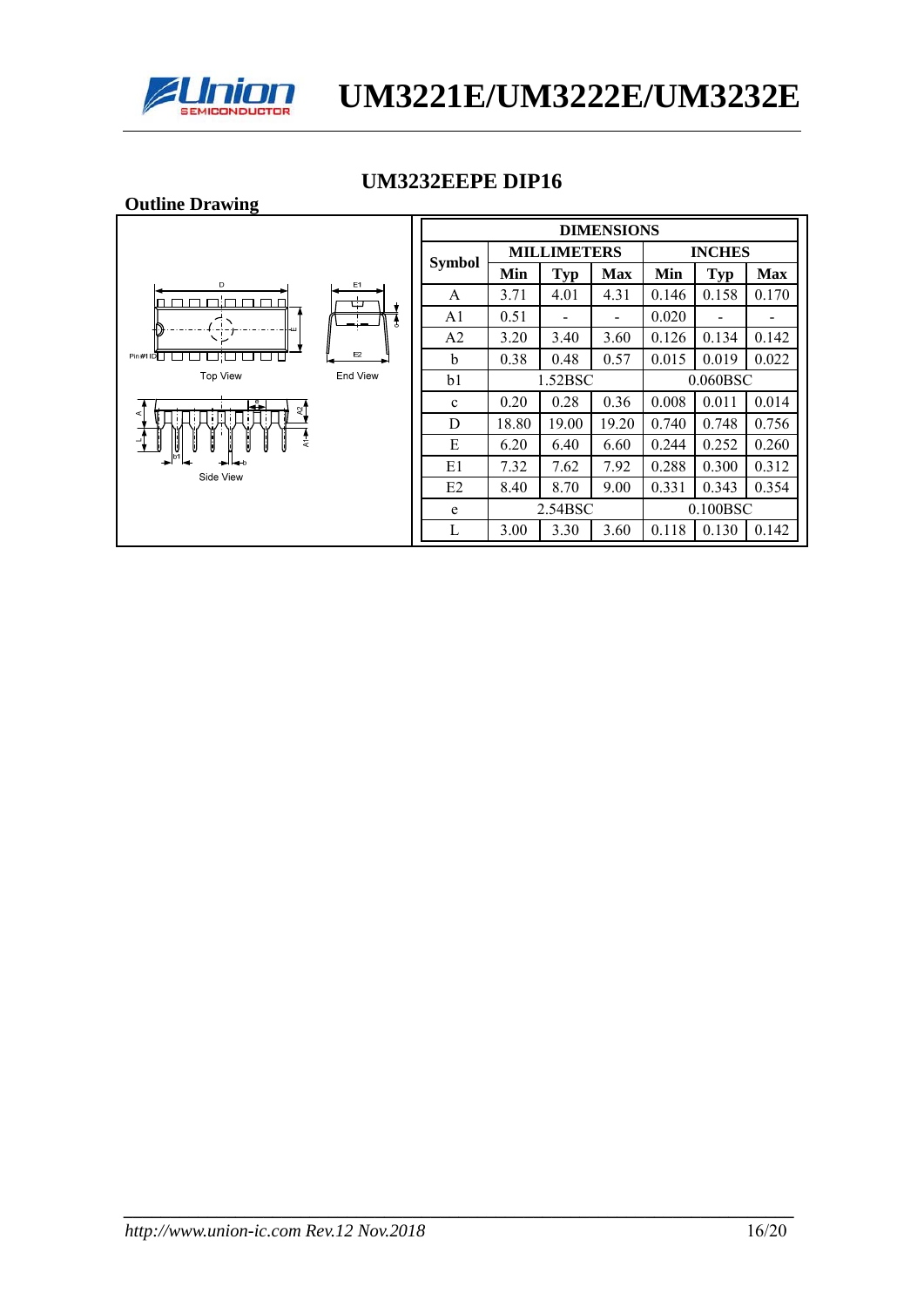## UM3232EEPE DIP16

**Outline Drawing**

| Symbol | DIMENSIONS | | | | | |
|---|---|---|---|---|---|---|
| | MILLIMETERS | | | INCHES | | |
| | Min | Typ | Max | Min | Typ | Max |
| A | 3.71 | 4.01 | 4.31 | 0.146 | 0.158 | 0.170 |
| A1 | 0.51 | - | - | 0.020 | - | - |
| A2 | 3.20 | 3.40 | 3.60 | 0.126 | 0.134 | 0.142 |
| b | 0.38 | 0.48 | 0.57 | 0.015 | 0.019 | 0.022 |
| b1 | 1.52BSC | | | 0.060BSC | | |
| c | 0.20 | 0.28 | 0.36 | 0.008 | 0.011 | 0.014 |
| D | 18.80 | 19.00 | 19.20 | 0.740 | 0.748 | 0.756 |
| E | 6.20 | 6.40 | 6.60 | 0.244 | 0.252 | 0.260 |
| E1 | 7.32 | 7.62 | 7.92 | 0.288 | 0.300 | 0.312 |
| E2 | 8.40 | 8.70 | 9.00 | 0.331 | 0.343 | 0.354 |
| e | 2.54BSC | | | 0.100BSC | | |
| L | 3.00 | 3.30 | 3.60 | 0.118 | 0.130 | 0.142 |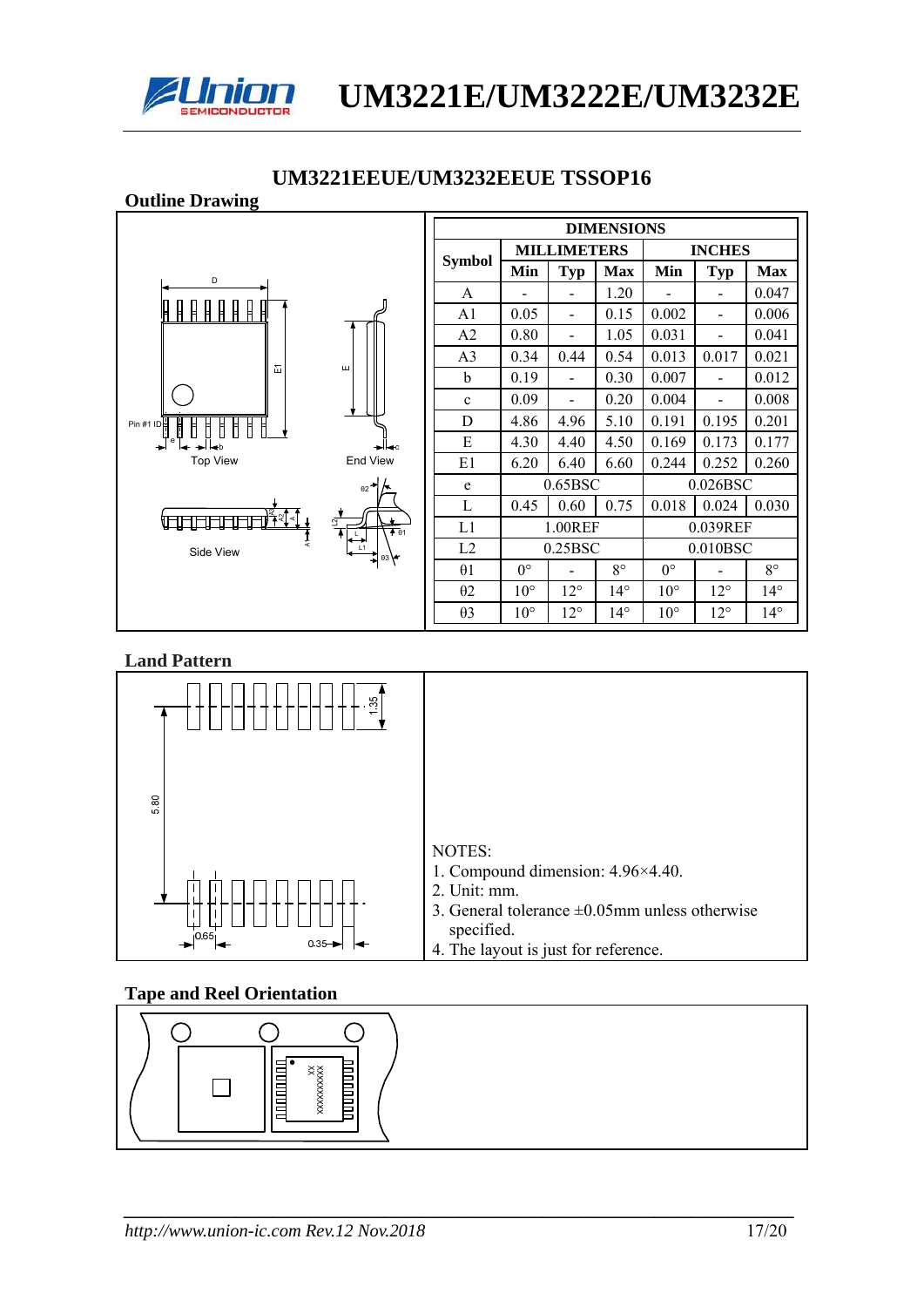## UM3221EEUE/UM3232EEUE TSSOP16

### Outline Drawing

| Symbol | MILLIMETERS | | | INCHES | | |
|---|---|---|---|---|---|---|
| | Min | Typ | Max | Min | Typ | Max |
| A | - | - | 1.20 | - | - | 0.047 |
| A1 | 0.05 | - | 0.15 | 0.002 | - | 0.006 |
| A2 | 0.80 | - | 1.05 | 0.031 | - | 0.041 |
| A3 | 0.34 | 0.44 | 0.54 | 0.013 | 0.017 | 0.021 |
| b | 0.19 | - | 0.30 | 0.007 | - | 0.012 |
| c | 0.09 | - | 0.20 | 0.004 | - | 0.008 |
| D | 4.86 | 4.96 | 5.10 | 0.191 | 0.195 | 0.201 |
| E | 4.30 | 4.40 | 4.50 | 0.169 | 0.173 | 0.177 |
| E1 | 6.20 | 6.40 | 6.60 | 0.244 | 0.252 | 0.260 |
| e | 0.65BSC | | | 0.026BSC | | |
| L | 0.45 | 0.60 | 0.75 | 0.018 | 0.024 | 0.030 |
| L1 | 1.00REF | | | 0.039REF | | |
| L2 | 0.25BSC | | | 0.010BSC | | |
| θ1 | 0° | - | 8° | 0° | - | 8° |
| θ2 | 10° | 12° | 14° | 10° | 12° | 14° |
| θ3 | 10° | 12° | 14° | 10° | 12° | 14° |

### Land Pattern

NOTES:
1. Compound dimension: 4.96×4.40.
2. Unit: mm.
3. General tolerance ±0.05mm unless otherwise specified.
4. The layout is just for reference.

### Tape and Reel Orientation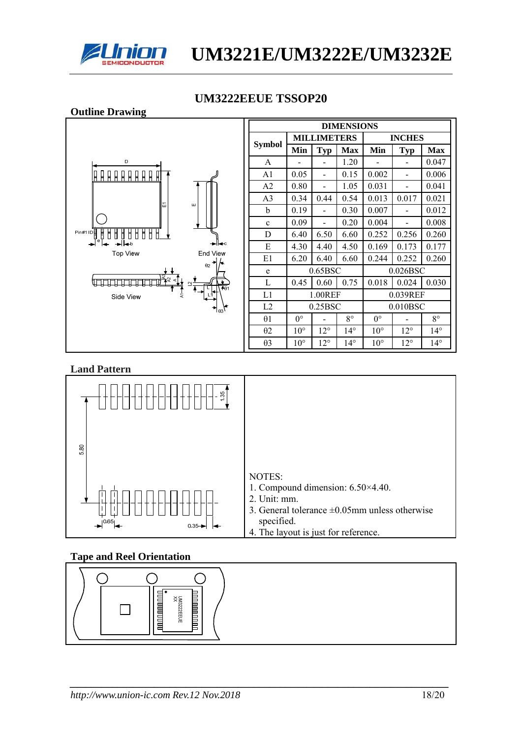## UM3222EEUE TSSOP20

### Outline Drawing

| Symbol | MILLIMETERS | | | INCHES | | |
|---|---|---|---|---|---|---|
| | Min | Typ | Max | Min | Typ | Max |
| A | - | - | 1.20 | - | - | 0.047 |
| A1 | 0.05 | - | 0.15 | 0.002 | - | 0.006 |
| A2 | 0.80 | - | 1.05 | 0.031 | - | 0.041 |
| A3 | 0.34 | 0.44 | 0.54 | 0.013 | 0.017 | 0.021 |
| b | 0.19 | - | 0.30 | 0.007 | - | 0.012 |
| c | 0.09 | - | 0.20 | 0.004 | - | 0.008 |
| D | 6.40 | 6.50 | 6.60 | 0.252 | 0.256 | 0.260 |
| E | 4.30 | 4.40 | 4.50 | 0.169 | 0.173 | 0.177 |
| E1 | 6.20 | 6.40 | 6.60 | 0.244 | 0.252 | 0.260 |
| e | 0.65BSC | | | 0.026BSC | | |
| L | 0.45 | 0.60 | 0.75 | 0.018 | 0.024 | 0.030 |
| L1 | 1.00REF | | | 0.039REF | | |
| L2 | 0.25BSC | | | 0.010BSC | | |
| θ1 | 0° | - | 8° | 0° | - | 8° |
| θ2 | 10° | 12° | 14° | 10° | 12° | 14° |
| θ3 | 10° | 12° | 14° | 10° | 12° | 14° |

### Land Pattern

NOTES:
1. Compound dimension: 6.50×4.40.
2. Unit: mm.
3. General tolerance ±0.05mm unless otherwise specified.
4. The layout is just for reference.

### Tape and Reel Orientation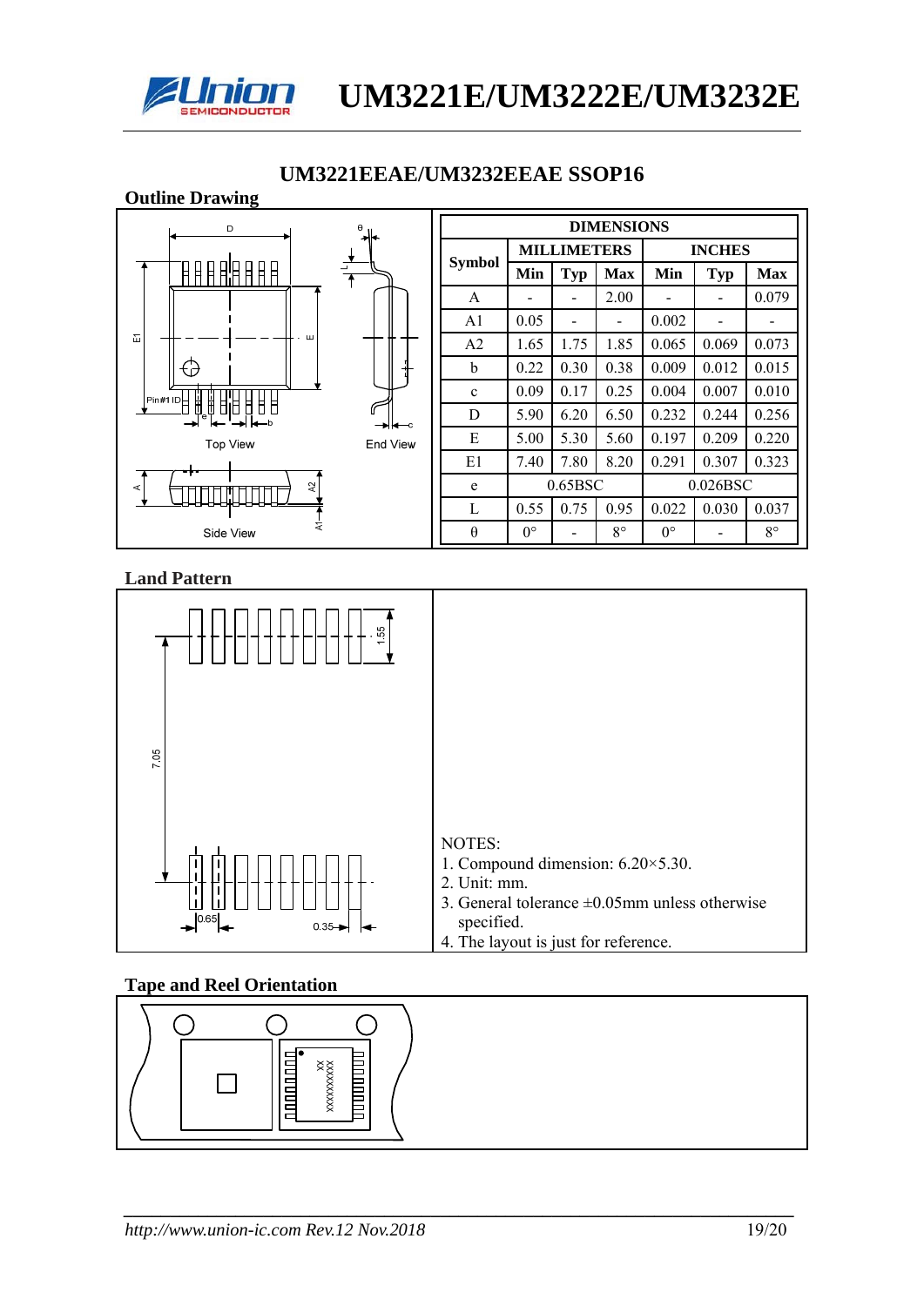## UM3221EEAE/UM3232EEAE SSOP16

### Outline Drawing

| Symbol | MILLIMETERS | | | INCHES | | |
|---|---|---|---|---|---|---|
| | Min | Typ | Max | Min | Typ | Max |
| A | - | - | 2.00 | - | - | 0.079 |
| A1 | 0.05 | - | - | 0.002 | - | - |
| A2 | 1.65 | 1.75 | 1.85 | 0.065 | 0.069 | 0.073 |
| b | 0.22 | 0.30 | 0.38 | 0.009 | 0.012 | 0.015 |
| c | 0.09 | 0.17 | 0.25 | 0.004 | 0.007 | 0.010 |
| D | 5.90 | 6.20 | 6.50 | 0.232 | 0.244 | 0.256 |
| E | 5.00 | 5.30 | 5.60 | 0.197 | 0.209 | 0.220 |
| E1 | 7.40 | 7.80 | 8.20 | 0.291 | 0.307 | 0.323 |
| e | 0.65BSC | | | 0.026BSC | | |
| L | 0.55 | 0.75 | 0.95 | 0.022 | 0.030 | 0.037 |
| θ | 0° | - | 8° | 0° | - | 8° |

### Land Pattern

NOTES:
1. Compound dimension: 6.20×5.30.
2. Unit: mm.
3. General tolerance ±0.05mm unless otherwise specified.
4. The layout is just for reference.

### Tape and Reel Orientation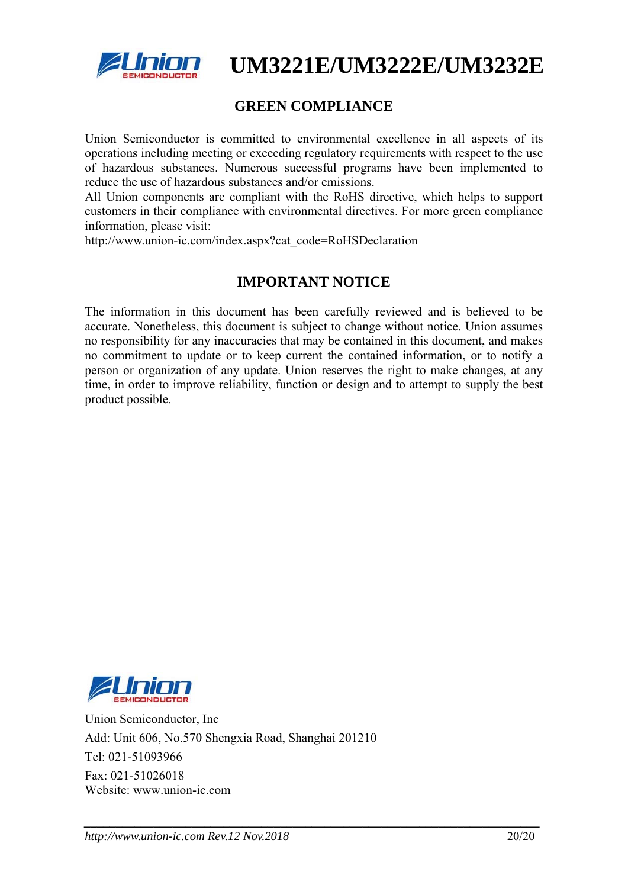## GREEN COMPLIANCE

Union Semiconductor is committed to environmental excellence in all aspects of its operations including meeting or exceeding regulatory requirements with respect to the use of hazardous substances. Numerous successful programs have been implemented to reduce the use of hazardous substances and/or emissions.

All Union components are compliant with the RoHS directive, which helps to support customers in their compliance with environmental directives. For more green compliance information, please visit:

http://www.union-ic.com/index.aspx?cat_code=RoHSDeclaration

## IMPORTANT NOTICE

The information in this document has been carefully reviewed and is believed to be accurate. Nonetheless, this document is subject to change without notice. Union assumes no responsibility for any inaccuracies that may be contained in this document, and makes no commitment to update or to keep current the contained information, or to notify a person or organization of any update. Union reserves the right to make changes, at any time, in order to improve reliability, function or design and to attempt to supply the best product possible.

Union Semiconductor, Inc

Add: Unit 606, No.570 Shengxia Road, Shanghai 201210

Tel: 021-51093966

Fax: 021-51026018

Website: www.union-ic.com